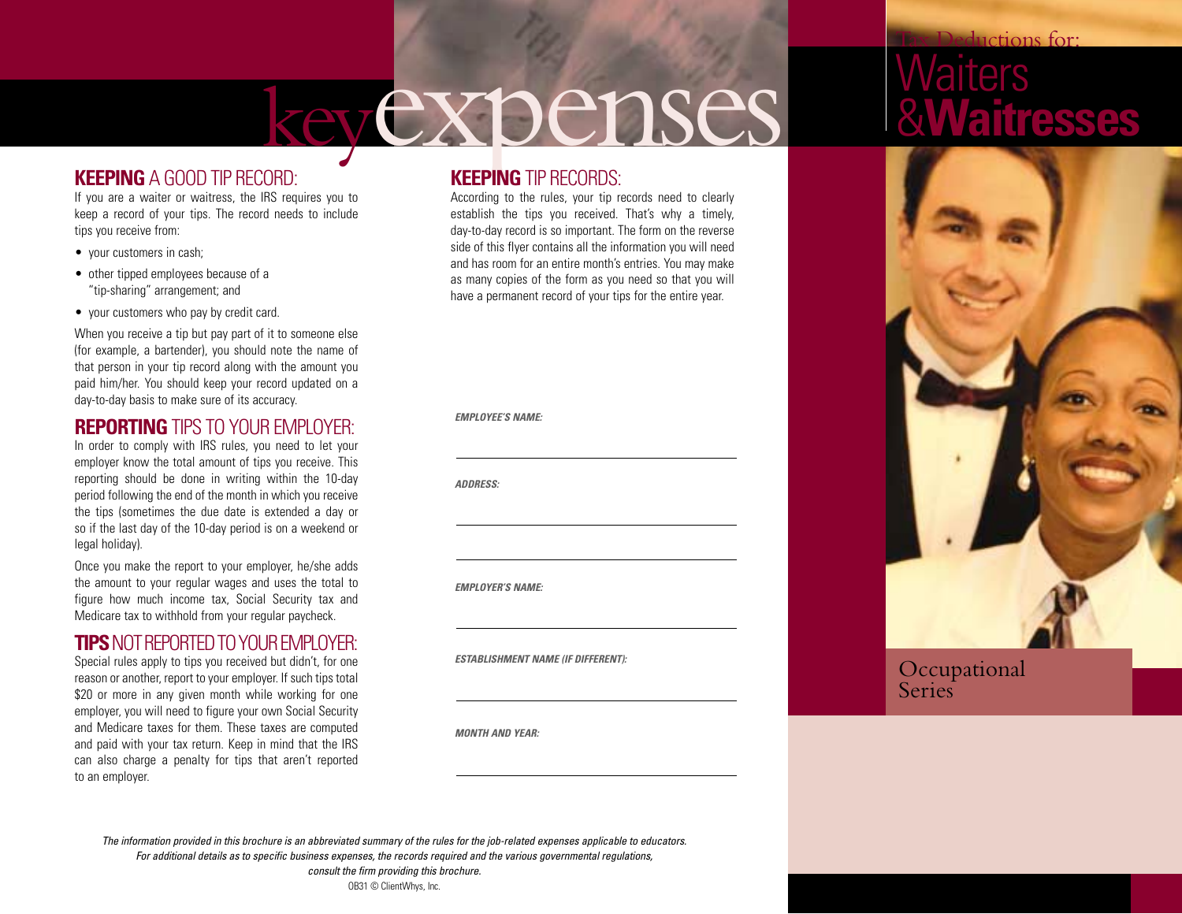# Tax Deductions for: Waiters & Waitresses

Occupational Series

# key expenses

## KEEPING A GOOD TIP RECORD:

If you are a waiter or waitress, the IRS requires you to keep a record of your tips. The record needs to include tips you receive from:

- your customers in cash;
- other tipped employees because of a "tip-sharing" arrangement; and
- your customers who pay by credit card.

When you receive a tip but pay part of it to someone else (for example, a bartender), you should note the name of that person in your tip record along with the amount you paid him/her. You should keep your record updated on a day-to-day basis to make sure of its accuracy.

## REPORTING TIPS TO YOUR EMPLOYER:

In order to comply with IRS rules, you need to let your employer know the total amount of tips you receive. This reporting should be done in writing within the 10-day period following the end of the month in which you receive the tips (sometimes the due date is extended a day or so if the last day of the 10-day period is on a weekend or legal holiday).

Once you make the report to your employer, he/she adds the amount to your regular wages and uses the total to figure how much income tax, Social Security tax and Medicare tax to withhold from your regular paycheck.

## TIPS NOT REPORTED TO YOUR EMPLOYER:

Special rules apply to tips you received but didn't, for one reason or another, report to your employer. If such tips total $20 or more in any given month while working for one employer, you will need to figure your own Social Security and Medicare taxes for them. These taxes are computed and paid with your tax return. Keep in mind that the IRS can also charge a penalty for tips that aren't reported to an employer.

## KEEPING TIP RECORDS:

According to the rules, your tip records need to clearly establish the tips you received. That's why a timely, day-to-day record is so important. The form on the reverse side of this flyer contains all the information you will need and has room for an entire month's entries. You may make as many copies of the form as you need so that you will have a permanent record of your tips for the entire year.

***EMPLOYEE'S NAME:*** ______________________________

***ADDRESS:*** ______________________________

______________________________

***EMPLOYER'S NAME:*** ______________________________

***ESTABLISHMENT NAME (IF DIFFERENT):*** ______________________________

***MONTH AND YEAR:*** ______________________________

*The information provided in this brochure is an abbreviated summary of the rules for the job-related expenses applicable to educators. For additional details as to specific business expenses, the records required and the various governmental regulations, consult the firm providing this brochure.*

OB31 © ClientWhys, Inc.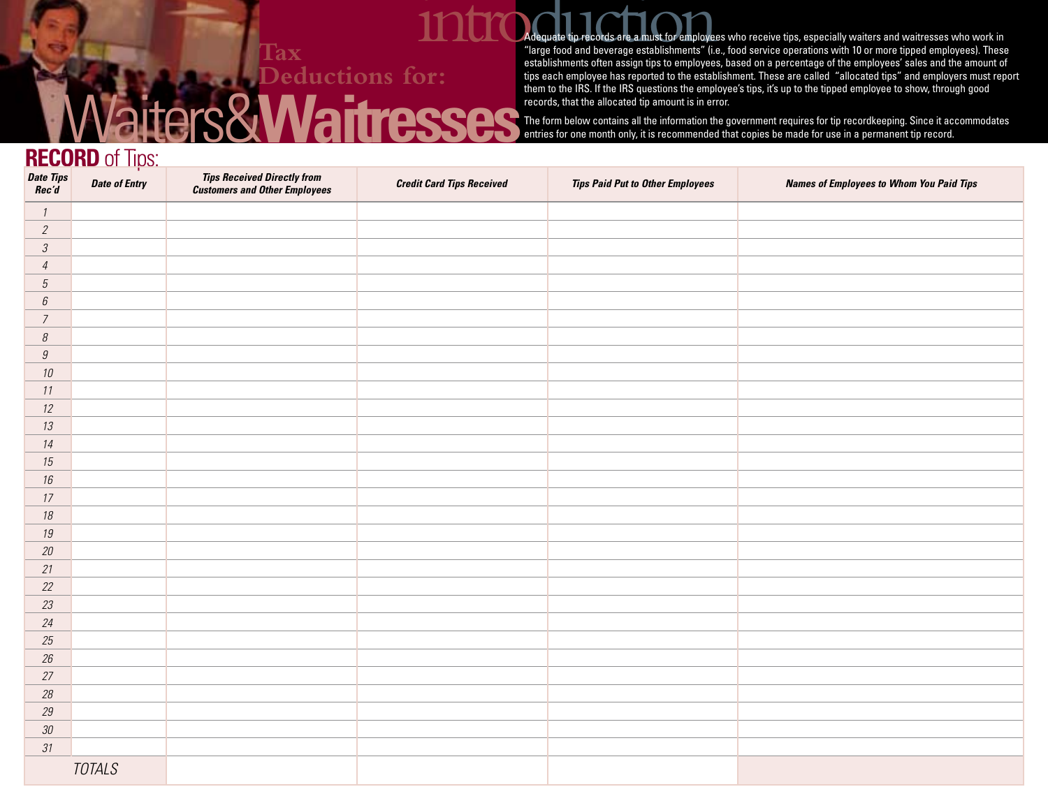# Tax Deductions for: Waiters & Waitresses

## introduction

Adequate tip records are a must for employees who receive tips, especially waiters and waitresses who work in "large food and beverage establishments" (i.e., food service operations with 10 or more tipped employees). These establishments often assign tips to employees, based on a percentage of the employees' sales and the amount of tips each employee has reported to the establishment. These are called "allocated tips" and employers must report them to the IRS. If the IRS questions the employee's tips, it's up to the tipped employee to show, through good records, that the allocated tip amount is in error.

The form below contains all the information the government requires for tip recordkeeping. Since it accommodates entries for one month only, it is recommended that copies be made for use in a permanent tip record.

## RECORD of Tips:

| *Date Tips Rec'd* | *Date of Entry* | *Tips Received Directly from Customers and Other Employees* | *Credit Card Tips Received* | *Tips Paid Put to Other Employees* | *Names of Employees to Whom You Paid Tips* |
|---|---|---|---|---|---|
| *1* | | | | | |
| *2* | | | | | |
| *3* | | | | | |
| *4* | | | | | |
| *5* | | | | | |
| *6* | | | | | |
| *7* | | | | | |
| *8* | | | | | |
| *9* | | | | | |
| *10* | | | | | |
| *11* | | | | | |
| *12* | | | | | |
| *13* | | | | | |
| *14* | | | | | |
| *15* | | | | | |
| *16* | | | | | |
| *17* | | | | | |
| *18* | | | | | |
| *19* | | | | | |
| *20* | | | | | |
| *21* | | | | | |
| *22* | | | | | |
| *23* | | | | | |
| *24* | | | | | |
| *25* | | | | | |
| *26* | | | | | |
| *27* | | | | | |
| *28* | | | | | |
| *29* | | | | | |
| *30* | | | | | |
| *31* | | | | | |
| | *TOTALS* | | | | |